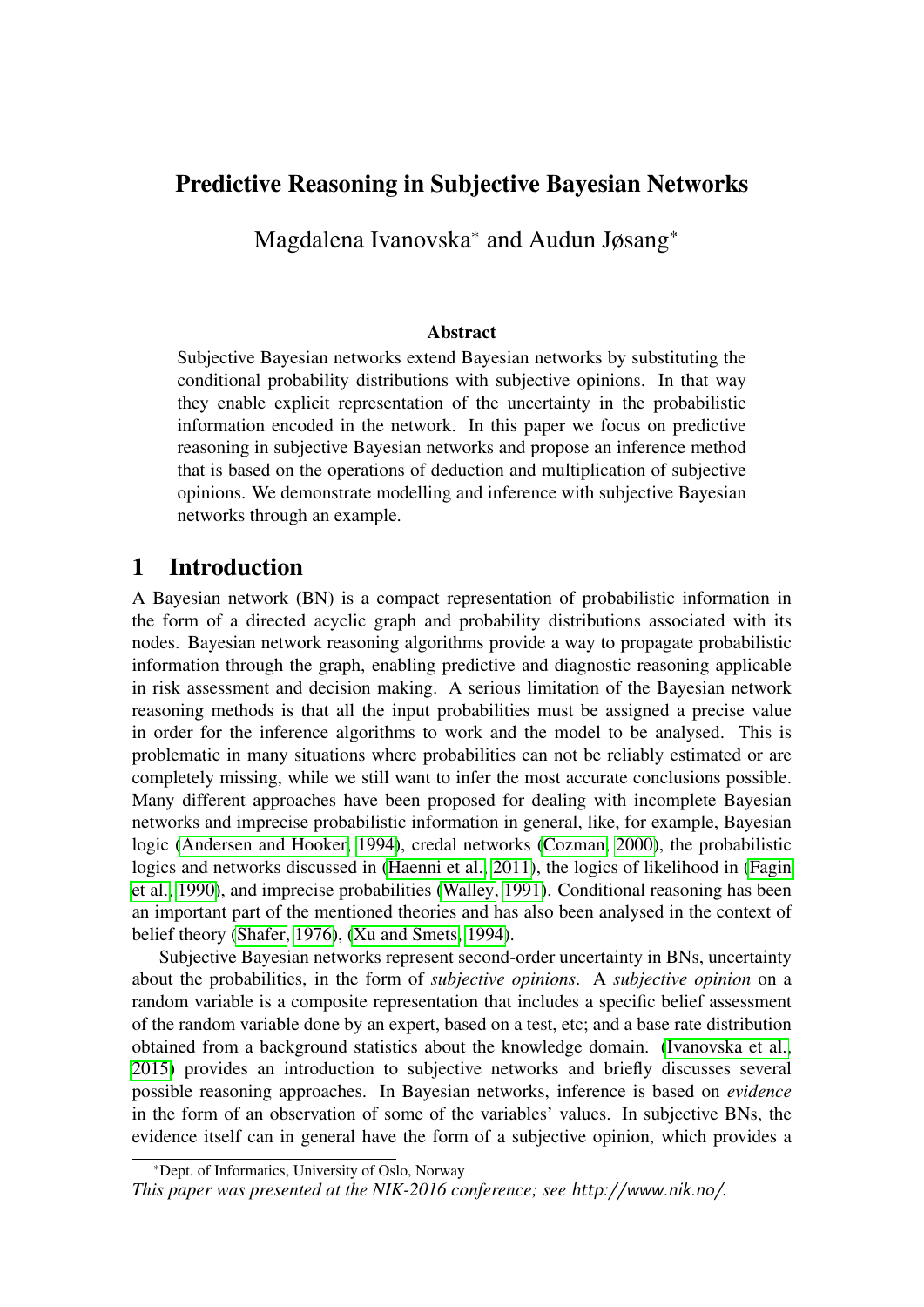# Predictive Reasoning in Subjective Bayesian Networks

Magdalena Ivanovska[*] and Audun Jøsang[*]

### Abstract

Subjective Bayesian networks extend Bayesian networks by substituting the conditional probability distributions with subjective opinions. In that way they enable explicit representation of the uncertainty in the probabilistic information encoded in the network. In this paper we focus on predictive reasoning in subjective Bayesian networks and propose an inference method that is based on the operations of deduction and multiplication of subjective opinions. We demonstrate modelling and inference with subjective Bayesian networks through an example.

## 1 Introduction

A Bayesian network (BN) is a compact representation of probabilistic information in the form of a directed acyclic graph and probability distributions associated with its nodes. Bayesian network reasoning algorithms provide a way to propagate probabilistic information through the graph, enabling predictive and diagnostic reasoning applicable in risk assessment and decision making. A serious limitation of the Bayesian network reasoning methods is that all the input probabilities must be assigned a precise value in order for the inference algorithms to work and the model to be analysed. This is problematic in many situations where probabilities can not be reliably estimated or are completely missing, while we still want to infer the most accurate conclusions possible. Many different approaches have been proposed for dealing with incomplete Bayesian networks and imprecise probabilistic information in general, like, for example, Bayesian logic (Andersen and Hooker, 1994), credal networks (Cozman, 2000), the probabilistic logics and networks discussed in (Haenni et al., 2011), the logics of likelihood in (Fagin et al., 1990), and imprecise probabilities (Walley, 1991). Conditional reasoning has been an important part of the mentioned theories and has also been analysed in the context of belief theory (Shafer, 1976), (Xu and Smets, 1994).

Subjective Bayesian networks represent second-order uncertainty in BNs, uncertainty about the probabilities, in the form of *subjective opinions*. A *subjective opinion* on a random variable is a composite representation that includes a specific belief assessment of the random variable done by an expert, based on a test, etc; and a base rate distribution obtained from a background statistics about the knowledge domain. (Ivanovska et al., 2015) provides an introduction to subjective networks and briefly discusses several possible reasoning approaches. In Bayesian networks, inference is based on *evidence* in the form of an observation of some of the variables' values. In subjective BNs, the evidence itself can in general have the form of a subjective opinion, which provides a

[*]Dept. of Informatics, University of Oslo, Norway

*This paper was presented at the NIK-2016 conference; see http://www.nik.no/.*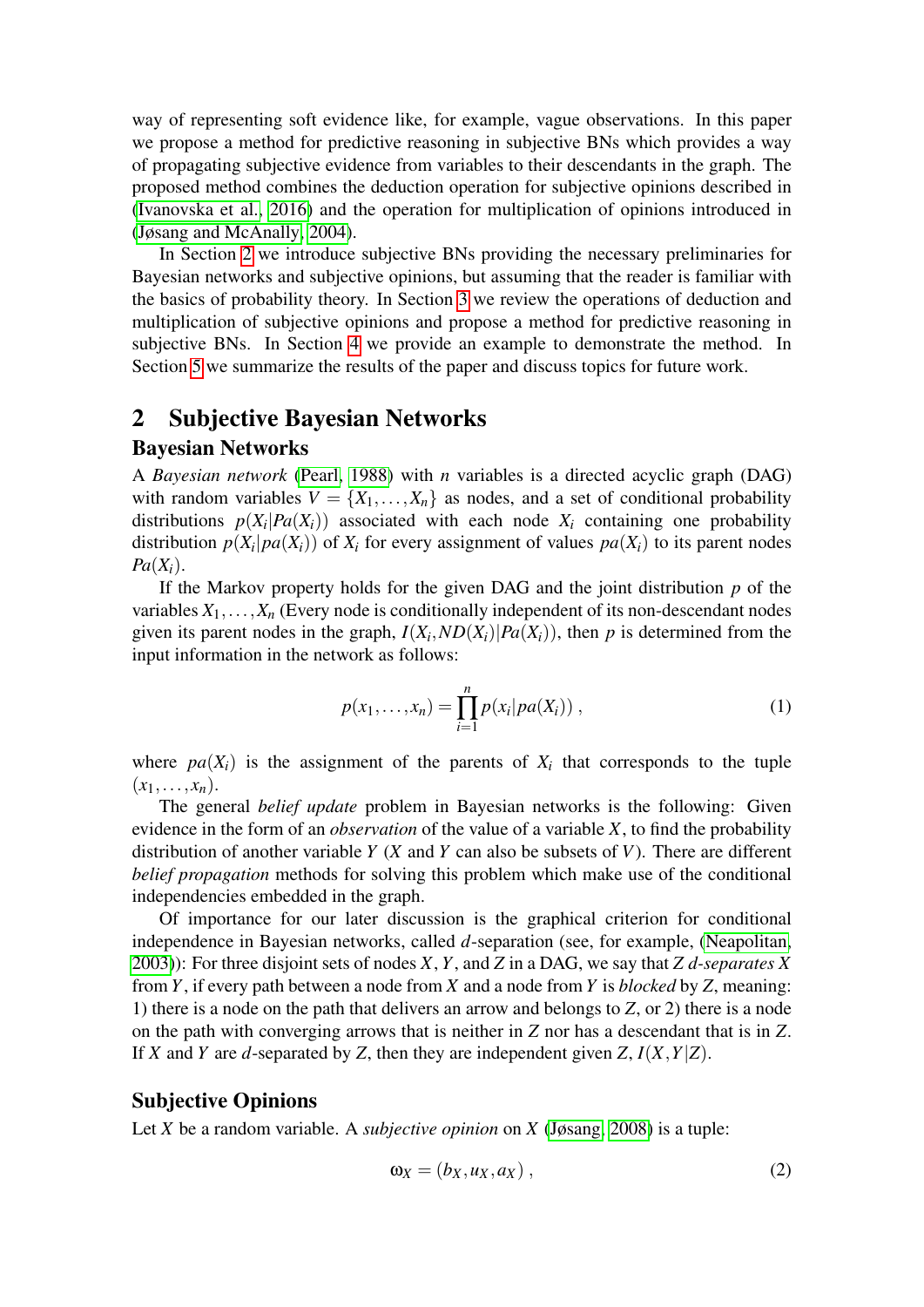way of representing soft evidence like, for example, vague observations. In this paper we propose a method for predictive reasoning in subjective BNs which provides a way of propagating subjective evidence from variables to their descendants in the graph. The proposed method combines the deduction operation for subjective opinions described in (Ivanovska et al., 2016) and the operation for multiplication of opinions introduced in (Jøsang and McAnally, 2004).

In Section 2 we introduce subjective BNs providing the necessary preliminaries for Bayesian networks and subjective opinions, but assuming that the reader is familiar with the basics of probability theory. In Section 3 we review the operations of deduction and multiplication of subjective opinions and propose a method for predictive reasoning in subjective BNs. In Section 4 we provide an example to demonstrate the method. In Section 5 we summarize the results of the paper and discuss topics for future work.

## 2 Subjective Bayesian Networks

### Bayesian Networks

A *Bayesian network* (Pearl, 1988) with $n$ variables is a directed acyclic graph (DAG) with random variables $V = \{X_1, \ldots, X_n\}$ as nodes, and a set of conditional probability distributions $p(X_i|Pa(X_i))$ associated with each node $X_i$ containing one probability distribution $p(X_i|pa(X_i))$ of $X_i$ for every assignment of values $pa(X_i)$ to its parent nodes $Pa(X_i)$.

If the Markov property holds for the given DAG and the joint distribution $p$ of the variables $X_1, \ldots, X_n$ (Every node is conditionally independent of its non-descendant nodes given its parent nodes in the graph, $I(X_i, ND(X_i)|Pa(X_i))$, then $p$ is determined from the input information in the network as follows:

$$p(x_1, \ldots, x_n) = \prod_{i=1}^{n} p(x_i|pa(X_i)) \,, \tag{1}$$

where $pa(X_i)$ is the assignment of the parents of $X_i$ that corresponds to the tuple $(x_1, \ldots, x_n)$.

The general *belief update* problem in Bayesian networks is the following: Given evidence in the form of an *observation* of the value of a variable $X$, to find the probability distribution of another variable $Y$ ($X$ and $Y$ can also be subsets of $V$). There are different *belief propagation* methods for solving this problem which make use of the conditional independencies embedded in the graph.

Of importance for our later discussion is the graphical criterion for conditional independence in Bayesian networks, called $d$-separation (see, for example, (Neapolitan, 2003)): For three disjoint sets of nodes $X$, $Y$, and $Z$ in a DAG, we say that $Z$ *$d$-separates* $X$ from $Y$, if every path between a node from $X$ and a node from $Y$ is *blocked* by $Z$, meaning: 1) there is a node on the path that delivers an arrow and belongs to $Z$, or 2) there is a node on the path with converging arrows that is neither in $Z$ nor has a descendant that is in $Z$. If $X$ and $Y$ are $d$-separated by $Z$, then they are independent given $Z$, $I(X,Y|Z)$.

### Subjective Opinions

Let $X$ be a random variable. A *subjective opinion* on $X$ (Jøsang, 2008) is a tuple:

$$\omega_X = (b_X, u_X, a_X) \,, \tag{2}$$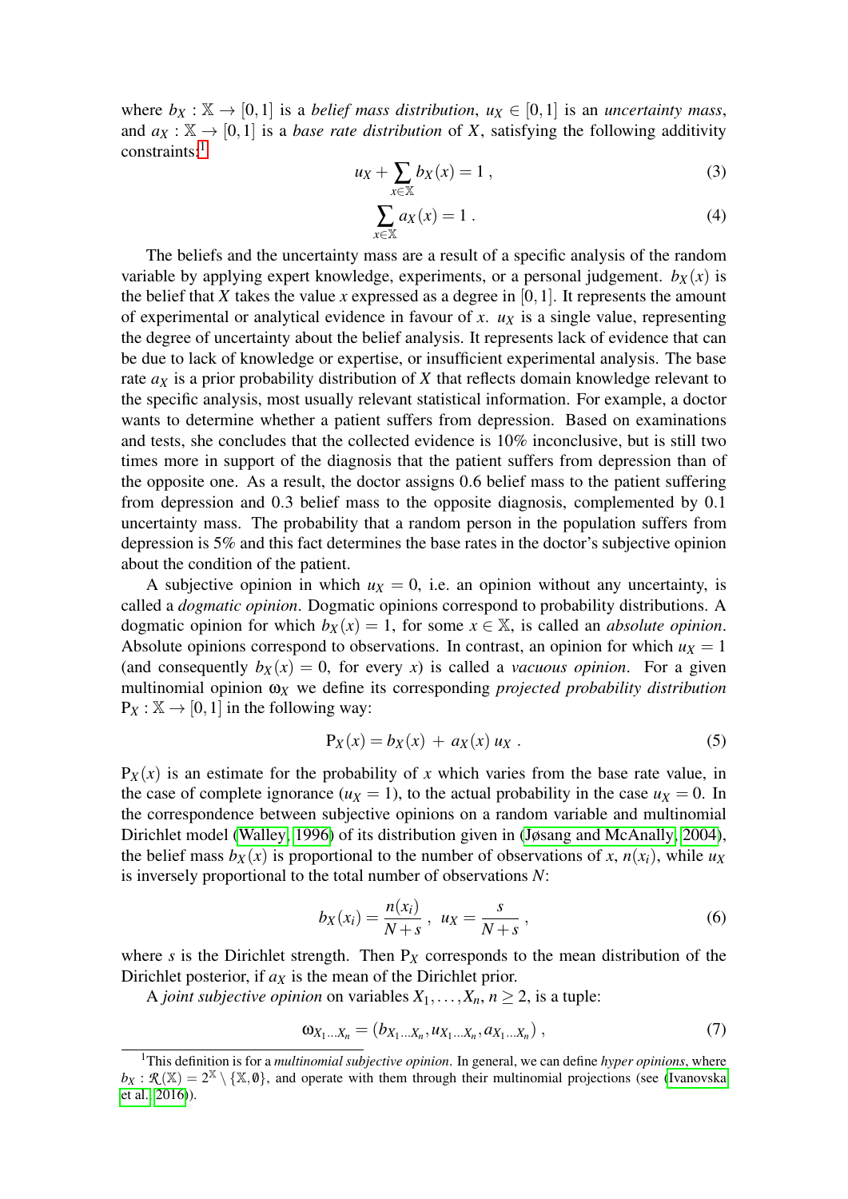where $b_X : \mathbb{X} \to [0,1]$ is a *belief mass distribution*, $u_X \in [0,1]$ is an *uncertainty mass*, and $a_X : \mathbb{X} \to [0,1]$ is a *base rate distribution* of $X$, satisfying the following additivity constraints:[1]

$$u_X + \sum_{x \in \mathbb{X}} b_X(x) = 1 \,, \tag{3}$$

$$\sum_{x \in \mathbb{X}} a_X(x) = 1 \,. \tag{4}$$

The beliefs and the uncertainty mass are a result of a specific analysis of the random variable by applying expert knowledge, experiments, or a personal judgement. $b_X(x)$ is the belief that $X$ takes the value $x$ expressed as a degree in $[0,1]$. It represents the amount of experimental or analytical evidence in favour of $x$. $u_X$ is a single value, representing the degree of uncertainty about the belief analysis. It represents lack of evidence that can be due to lack of knowledge or expertise, or insufficient experimental analysis. The base rate $a_X$ is a prior probability distribution of $X$ that reflects domain knowledge relevant to the specific analysis, most usually relevant statistical information. For example, a doctor wants to determine whether a patient suffers from depression. Based on examinations and tests, she concludes that the collected evidence is 10% inconclusive, but is still two times more in support of the diagnosis that the patient suffers from depression than of the opposite one. As a result, the doctor assigns 0.6 belief mass to the patient suffering from depression and 0.3 belief mass to the opposite diagnosis, complemented by 0.1 uncertainty mass. The probability that a random person in the population suffers from depression is 5% and this fact determines the base rates in the doctor's subjective opinion about the condition of the patient.

A subjective opinion in which $u_X = 0$, i.e. an opinion without any uncertainty, is called a *dogmatic opinion*. Dogmatic opinions correspond to probability distributions. A dogmatic opinion for which $b_X(x) = 1$, for some $x \in \mathbb{X}$, is called an *absolute opinion*. Absolute opinions correspond to observations. In contrast, an opinion for which $u_X = 1$ (and consequently $b_X(x) = 0$, for every $x$) is called a *vacuous opinion*. For a given multinomial opinion $\omega_X$ we define its corresponding *projected probability distribution* $\mathrm{P}_X : \mathbb{X} \to [0,1]$ in the following way:

$$\mathrm{P}_X(x) = b_X(x) \,+\, a_X(x)\, u_X \,. \tag{5}$$

$\mathrm{P}_X(x)$ is an estimate for the probability of $x$ which varies from the base rate value, in the case of complete ignorance ($u_X = 1$), to the actual probability in the case $u_X = 0$. In the correspondence between subjective opinions on a random variable and multinomial Dirichlet model (Walley, 1996) of its distribution given in (Jøsang and McAnally, 2004), the belief mass $b_X(x)$ is proportional to the number of observations of $x$, $n(x_i)$, while $u_X$ is inversely proportional to the total number of observations $N$:

$$b_X(x_i) = \frac{n(x_i)}{N+s} \,, \;\; u_X = \frac{s}{N+s} \,, \tag{6}$$

where $s$ is the Dirichlet strength. Then $\mathrm{P}_X$ corresponds to the mean distribution of the Dirichlet posterior, if $a_X$ is the mean of the Dirichlet prior.

A *joint subjective opinion* on variables $X_1, \ldots, X_n$, $n \geq 2$, is a tuple:

$$\omega_{X_1 \ldots X_n} = (b_{X_1 \ldots X_n}, u_{X_1 \ldots X_n}, a_{X_1 \ldots X_n}) \,, \tag{7}$$

[1] This definition is for a *multinomial subjective opinion*. In general, we can define *hyper opinions*, where $b_X : \mathcal{R}(\mathbb{X}) = 2^{\mathbb{X}} \setminus \{\mathbb{X}, \emptyset\}$, and operate with them through their multinomial projections (see (Ivanovska et al., 2016)).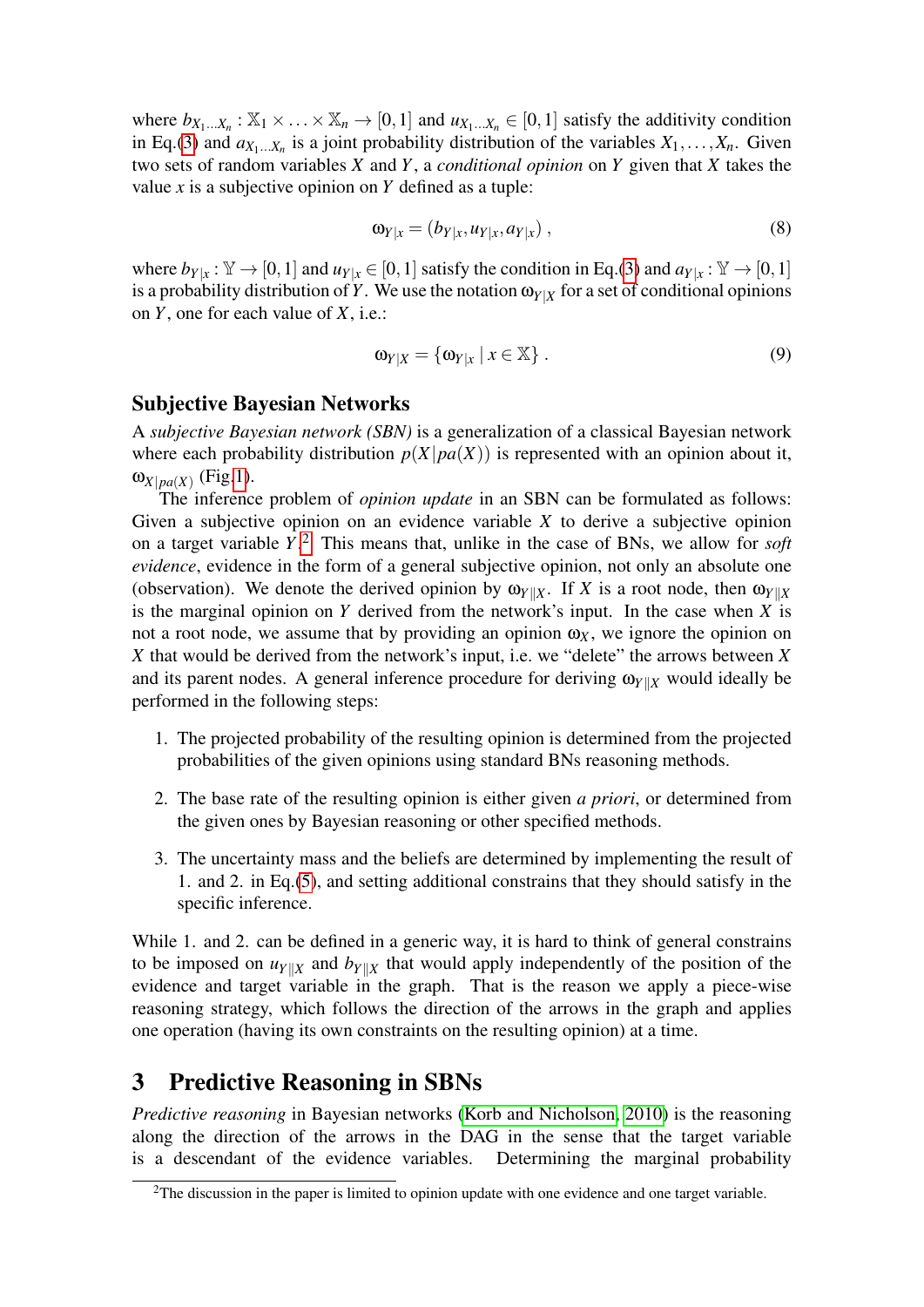where $b_{X_1 \dots X_n} : \mathbb{X}_1 \times \dots \times \mathbb{X}_n \to [0,1]$ and $u_{X_1 \dots X_n} \in [0,1]$ satisfy the additivity condition in Eq.(3) and $a_{X_1 \dots X_n}$ is a joint probability distribution of the variables $X_1, \dots, X_n$. Given two sets of random variables $X$ and $Y$, a *conditional opinion* on $Y$ given that $X$ takes the value $x$ is a subjective opinion on $Y$ defined as a tuple:

$$\omega_{Y|x} = (b_{Y|x}, u_{Y|x}, a_{Y|x}) \,, \tag{8}$$

where $b_{Y|x} : \mathbb{Y} \to [0,1]$ and $u_{Y|x} \in [0,1]$ satisfy the condition in Eq.(3) and $a_{Y|x} : \mathbb{Y} \to [0,1]$ is a probability distribution of $Y$. We use the notation $\omega_{Y|X}$ for a set of conditional opinions on $Y$, one for each value of $X$, i.e.:

$$\omega_{Y|X} = \{\omega_{Y|x} \mid x \in \mathbb{X}\} \,. \tag{9}$$

### Subjective Bayesian Networks

A *subjective Bayesian network (SBN)* is a generalization of a classical Bayesian network where each probability distribution $p(X|pa(X))$ is represented with an opinion about it, $\omega_{X|pa(X)}$ (Fig.1).

The inference problem of *opinion update* in an SBN can be formulated as follows: Given a subjective opinion on an evidence variable $X$ to derive a subjective opinion on a target variable $Y$.[2] This means that, unlike in the case of BNs, we allow for *soft evidence*, evidence in the form of a general subjective opinion, not only an absolute one (observation). We denote the derived opinion by $\omega_{Y\|X}$. If $X$ is a root node, then $\omega_{Y\|X}$ is the marginal opinion on $Y$ derived from the network's input. In the case when $X$ is not a root node, we assume that by providing an opinion $\omega_X$, we ignore the opinion on $X$ that would be derived from the network's input, i.e. we "delete" the arrows between $X$ and its parent nodes. A general inference procedure for deriving $\omega_{Y\|X}$ would ideally be performed in the following steps:

1. The projected probability of the resulting opinion is determined from the projected probabilities of the given opinions using standard BNs reasoning methods.

2. The base rate of the resulting opinion is either given *a priori*, or determined from the given ones by Bayesian reasoning or other specified methods.

3. The uncertainty mass and the beliefs are determined by implementing the result of 1. and 2. in Eq.(5), and setting additional constrains that they should satisfy in the specific inference.

While 1. and 2. can be defined in a generic way, it is hard to think of general constrains to be imposed on $u_{Y\|X}$ and $b_{Y\|X}$ that would apply independently of the position of the evidence and target variable in the graph. That is the reason we apply a piece-wise reasoning strategy, which follows the direction of the arrows in the graph and applies one operation (having its own constraints on the resulting opinion) at a time.

## 3 Predictive Reasoning in SBNs

*Predictive reasoning* in Bayesian networks (Korb and Nicholson, 2010) is the reasoning along the direction of the arrows in the DAG in the sense that the target variable is a descendant of the evidence variables. Determining the marginal probability

[2] The discussion in the paper is limited to opinion update with one evidence and one target variable.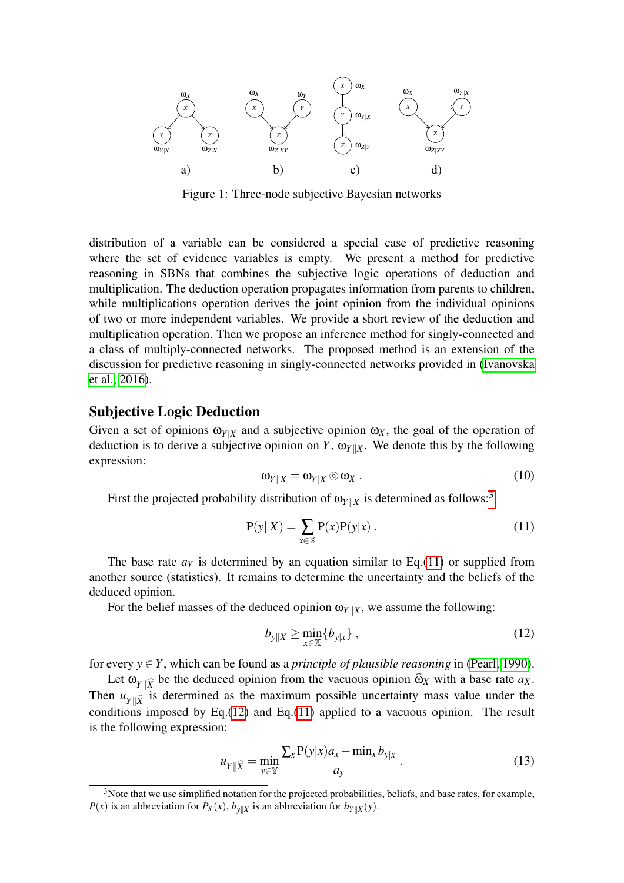Figure 1: Three-node subjective Bayesian networks

distribution of a variable can be considered a special case of predictive reasoning where the set of evidence variables is empty. We present a method for predictive reasoning in SBNs that combines the subjective logic operations of deduction and multiplication. The deduction operation propagates information from parents to children, while multiplications operation derives the joint opinion from the individual opinions of two or more independent variables. We provide a short review of the deduction and multiplication operation. Then we propose an inference method for singly-connected and a class of multiply-connected networks. The proposed method is an extension of the discussion for predictive reasoning in singly-connected networks provided in (Ivanovska et al., 2016).

## Subjective Logic Deduction

Given a set of opinions $\omega_{Y|X}$ and a subjective opinion $\omega_X$, the goal of the operation of deduction is to derive a subjective opinion on $Y$, $\omega_{Y\|X}$. We denote this by the following expression:

$$\omega_{Y\|X} = \omega_{Y|X} \circledcirc \omega_X \,. \tag{10}$$

First the projected probability distribution of $\omega_{Y\|X}$ is determined as follows:[3]

$$\mathrm{P}(y\|X) = \sum_{x \in \mathbb{X}} \mathrm{P}(x)\mathrm{P}(y|x) \,. \tag{11}$$

The base rate $a_Y$ is determined by an equation similar to Eq.(11) or supplied from another source (statistics). It remains to determine the uncertainty and the beliefs of the deduced opinion.

For the belief masses of the deduced opinion $\omega_{Y\|X}$, we assume the following:

$$b_{y\|X} \geq \min_{x \in \mathbb{X}}\{b_{y|x}\} \,, \tag{12}$$

for every $y \in Y$, which can be found as a *principle of plausible reasoning* in (Pearl, 1990).

Let $\omega_{Y\|\widehat{X}}$ be the deduced opinion from the vacuous opinion $\widehat{\omega}_X$ with a base rate $a_X$. Then $u_{Y\|\widehat{X}}$ is determined as the maximum possible uncertainty mass value under the conditions imposed by Eq.(12) and Eq.(11) applied to a vacuous opinion. The result is the following expression:

$$u_{Y\|\widehat{X}} = \min_{y \in \mathbb{Y}} \frac{\sum_x \mathrm{P}(y|x)a_x - \min_x b_{y|x}}{a_y} \,. \tag{13}$$

[3] Note that we use simplified notation for the projected probabilities, beliefs, and base rates, for example, $P(x)$ is an abbreviation for $P_X(x)$, $b_{y\|X}$ is an abbreviation for $b_{Y\|X}(y)$.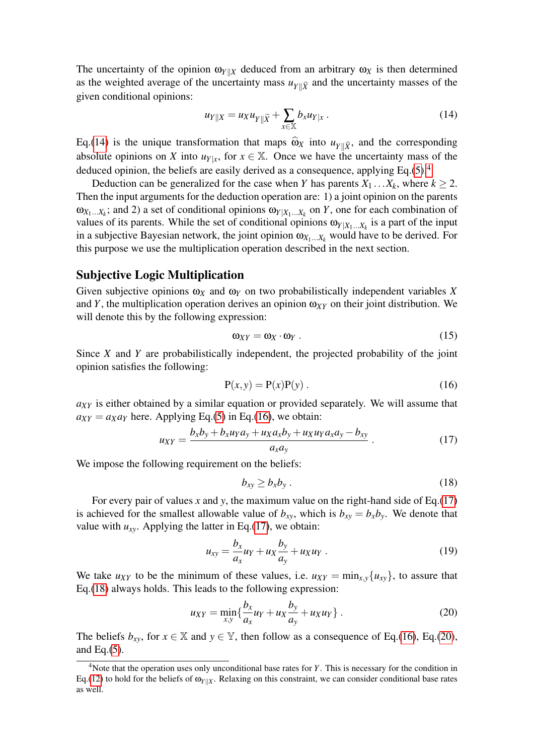The uncertainty of the opinion $\omega_{Y\|X}$ deduced from an arbitrary $\omega_X$ is then determined as the weighted average of the uncertainty mass $u_{Y\|\widehat{X}}$ and the uncertainty masses of the given conditional opinions:

$$u_{Y\|X} = u_X u_{Y\|\widehat{X}} + \sum_{x \in \mathbb{X}} b_x u_{Y|x} \; . \tag{14}$$

Eq.(14) is the unique transformation that maps $\widehat{\omega}_X$ into $u_{Y\|\widehat{X}}$, and the corresponding absolute opinions on $X$ into $u_{Y|x}$, for $x \in \mathbb{X}$. Once we have the uncertainty mass of the deduced opinion, the beliefs are easily derived as a consequence, applying Eq.(5).[4]

Deduction can be generalized for the case when $Y$ has parents $X_1 \ldots X_k$, where $k \geq 2$. Then the input arguments for the deduction operation are: 1) a joint opinion on the parents $\omega_{X_1 \ldots X_k}$; and 2) a set of conditional opinions $\omega_{Y|X_1 \ldots X_k}$ on $Y$, one for each combination of values of its parents. While the set of conditional opinions $\omega_{Y|X_1 \ldots X_k}$ is a part of the input in a subjective Bayesian network, the joint opinion $\omega_{X_1 \ldots X_k}$ would have to be derived. For this purpose we use the multiplication operation described in the next section.

## Subjective Logic Multiplication

Given subjective opinions $\omega_X$ and $\omega_Y$ on two probabilistically independent variables $X$ and $Y$, the multiplication operation derives an opinion $\omega_{XY}$ on their joint distribution. We will denote this by the following expression:

$$\omega_{XY} = \omega_X \cdot \omega_Y \; . \tag{15}$$

Since $X$ and $Y$ are probabilistically independent, the projected probability of the joint opinion satisfies the following:

$$\mathrm{P}(x,y) = \mathrm{P}(x)\mathrm{P}(y) \; . \tag{16}$$

$a_{XY}$ is either obtained by a similar equation or provided separately. We will assume that $a_{XY} = a_X a_Y$ here. Applying Eq.(5) in Eq.(16), we obtain:

$$u_{XY} = \frac{b_x b_y + b_x u_Y a_y + u_X a_x b_y + u_X u_Y a_x a_y - b_{xy}}{a_x a_y} \; . \tag{17}$$

We impose the following requirement on the beliefs:

$$b_{xy} \geq b_x b_y \; . \tag{18}$$

For every pair of values $x$ and $y$, the maximum value on the right-hand side of Eq.(17) is achieved for the smallest allowable value of $b_{xy}$, which is $b_{xy} = b_x b_y$. We denote that value with $u_{xy}$. Applying the latter in Eq.(17), we obtain:

$$u_{xy} = \frac{b_x}{a_x} u_Y + u_X \frac{b_y}{a_y} + u_X u_Y \; . \tag{19}$$

We take $u_{XY}$ to be the minimum of these values, i.e. $u_{XY} = \min_{x,y}\{u_{xy}\}$, to assure that Eq.(18) always holds. This leads to the following expression:

$$u_{XY} = \min_{x,y}\{\frac{b_x}{a_x} u_Y + u_X \frac{b_y}{a_y} + u_X u_Y\} \; . \tag{20}$$

The beliefs $b_{xy}$, for $x \in \mathbb{X}$ and $y \in \mathbb{Y}$, then follow as a consequence of Eq.(16), Eq.(20), and Eq.(5).

[4] Note that the operation uses only unconditional base rates for $Y$. This is necessary for the condition in Eq.(12) to hold for the beliefs of $\omega_{Y\|X}$. Relaxing on this constraint, we can consider conditional base rates as well.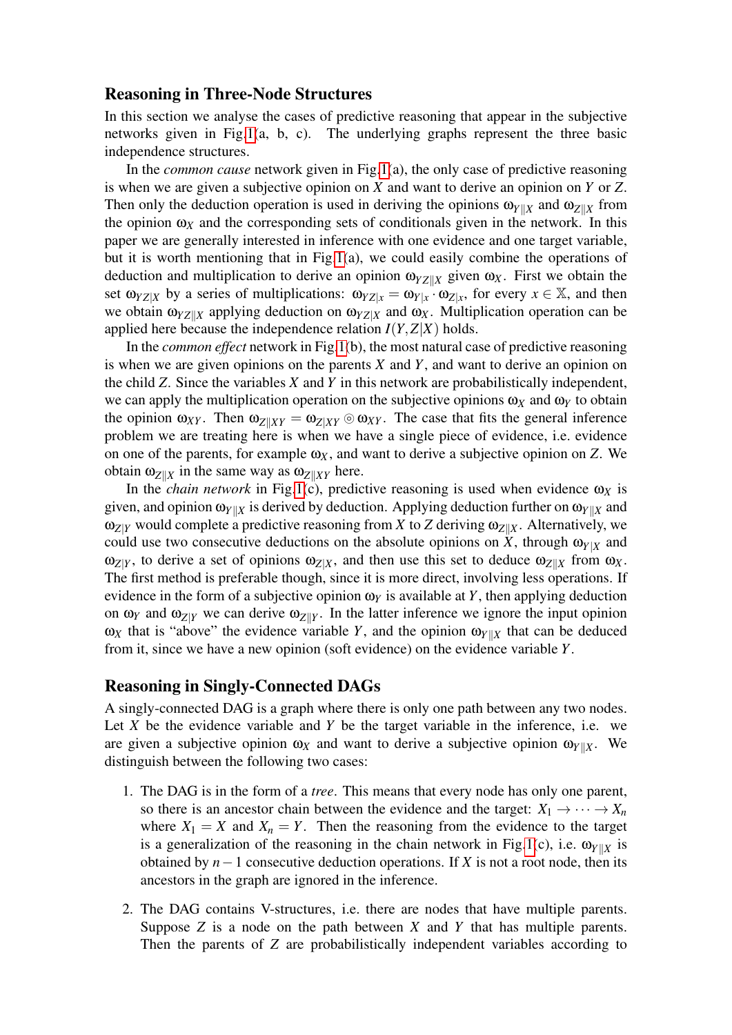## Reasoning in Three-Node Structures

In this section we analyse the cases of predictive reasoning that appear in the subjective networks given in Fig.1(a, b, c). The underlying graphs represent the three basic independence structures.

In the *common cause* network given in Fig.1(a), the only case of predictive reasoning is when we are given a subjective opinion on $X$ and want to derive an opinion on $Y$ or $Z$. Then only the deduction operation is used in deriving the opinions $\omega_{Y\|X}$ and $\omega_{Z\|X}$ from the opinion $\omega_X$ and the corresponding sets of conditionals given in the network. In this paper we are generally interested in inference with one evidence and one target variable, but it is worth mentioning that in Fig.1(a), we could easily combine the operations of deduction and multiplication to derive an opinion $\omega_{YZ\|X}$ given $\omega_X$. First we obtain the set $\omega_{YZ|X}$ by a series of multiplications: $\omega_{YZ|x} = \omega_{Y|x} \cdot \omega_{Z|x}$, for every $x \in \mathbb{X}$, and then we obtain $\omega_{YZ\|X}$ applying deduction on $\omega_{YZ|X}$ and $\omega_X$. Multiplication operation can be applied here because the independence relation $I(Y,Z|X)$ holds.

In the *common effect* network in Fig.1(b), the most natural case of predictive reasoning is when we are given opinions on the parents $X$ and $Y$, and want to derive an opinion on the child $Z$. Since the variables $X$ and $Y$ in this network are probabilistically independent, we can apply the multiplication operation on the subjective opinions $\omega_X$ and $\omega_Y$ to obtain the opinion $\omega_{XY}$. Then $\omega_{Z\|XY} = \omega_{Z|XY} \circledcirc \omega_{XY}$. The case that fits the general inference problem we are treating here is when we have a single piece of evidence, i.e. evidence on one of the parents, for example $\omega_X$, and want to derive a subjective opinion on $Z$. We obtain $\omega_{Z\|X}$ in the same way as $\omega_{Z\|XY}$ here.

In the *chain network* in Fig.1(c), predictive reasoning is used when evidence $\omega_X$ is given, and opinion $\omega_{Y\|X}$ is derived by deduction. Applying deduction further on $\omega_{Y\|X}$ and $\omega_{Z|Y}$ would complete a predictive reasoning from $X$ to $Z$ deriving $\omega_{Z\|X}$. Alternatively, we could use two consecutive deductions on the absolute opinions on $X$, through $\omega_{Y|X}$ and $\omega_{Z|Y}$, to derive a set of opinions $\omega_{Z|X}$, and then use this set to deduce $\omega_{Z\|X}$ from $\omega_X$. The first method is preferable though, since it is more direct, involving less operations. If evidence in the form of a subjective opinion $\omega_Y$ is available at $Y$, then applying deduction on $\omega_Y$ and $\omega_{Z|Y}$ we can derive $\omega_{Z\|Y}$. In the latter inference we ignore the input opinion $\omega_X$ that is "above" the evidence variable $Y$, and the opinion $\omega_{Y\|X}$ that can be deduced from it, since we have a new opinion (soft evidence) on the evidence variable $Y$.

## Reasoning in Singly-Connected DAGs

A singly-connected DAG is a graph where there is only one path between any two nodes. Let $X$ be the evidence variable and $Y$ be the target variable in the inference, i.e. we are given a subjective opinion $\omega_X$ and want to derive a subjective opinion $\omega_{Y\|X}$. We distinguish between the following two cases:

1. The DAG is in the form of a *tree*. This means that every node has only one parent, so there is an ancestor chain between the evidence and the target: $X_1 \to \cdots \to X_n$ where $X_1 = X$ and $X_n = Y$. Then the reasoning from the evidence to the target is a generalization of the reasoning in the chain network in Fig.1(c), i.e. $\omega_{Y\|X}$ is obtained by $n-1$ consecutive deduction operations. If $X$ is not a root node, then its ancestors in the graph are ignored in the inference.

2. The DAG contains V-structures, i.e. there are nodes that have multiple parents. Suppose $Z$ is a node on the path between $X$ and $Y$ that has multiple parents. Then the parents of $Z$ are probabilistically independent variables according to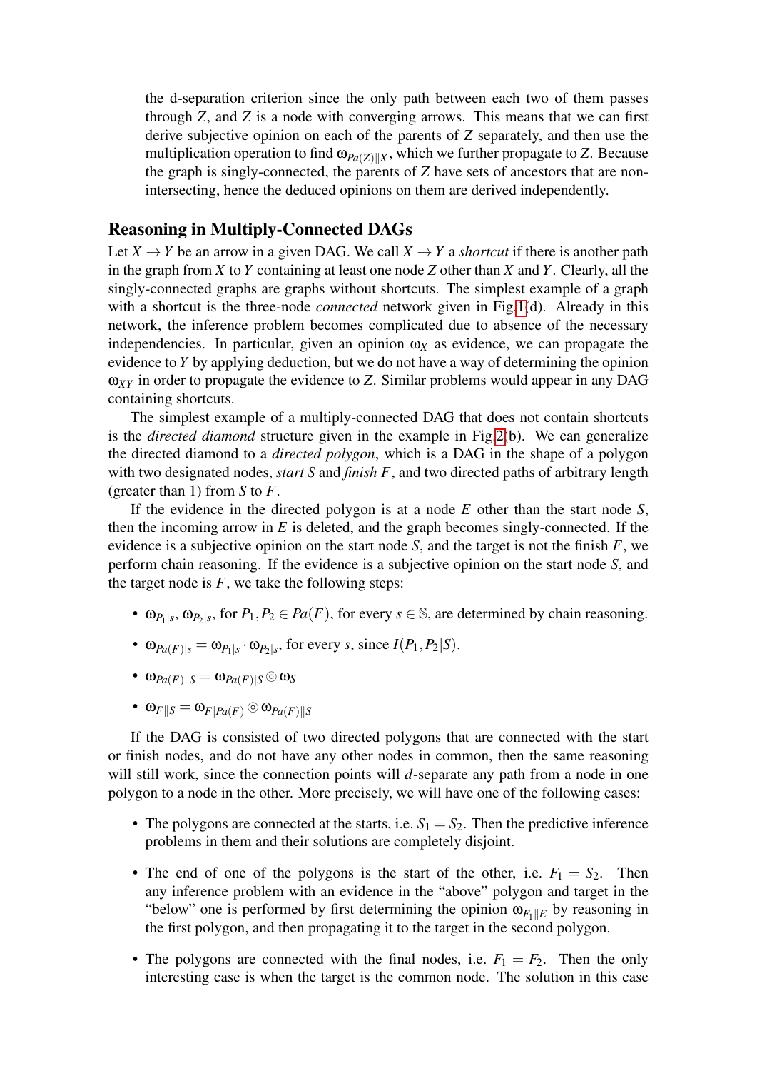the d-separation criterion since the only path between each two of them passes through $Z$, and $Z$ is a node with converging arrows. This means that we can first derive subjective opinion on each of the parents of $Z$ separately, and then use the multiplication operation to find $\omega_{Pa(Z)\|X}$, which we further propagate to $Z$. Because the graph is singly-connected, the parents of $Z$ have sets of ancestors that are non-intersecting, hence the deduced opinions on them are derived independently.

## Reasoning in Multiply-Connected DAGs

Let $X \rightarrow Y$ be an arrow in a given DAG. We call $X \rightarrow Y$ a *shortcut* if there is another path in the graph from $X$ to $Y$ containing at least one node $Z$ other than $X$ and $Y$. Clearly, all the singly-connected graphs are graphs without shortcuts. The simplest example of a graph with a shortcut is the three-node *connected* network given in Fig.1(d). Already in this network, the inference problem becomes complicated due to absence of the necessary independencies. In particular, given an opinion $\omega_X$ as evidence, we can propagate the evidence to $Y$ by applying deduction, but we do not have a way of determining the opinion $\omega_{XY}$ in order to propagate the evidence to $Z$. Similar problems would appear in any DAG containing shortcuts.

The simplest example of a multiply-connected DAG that does not contain shortcuts is the *directed diamond* structure given in the example in Fig.2(b). We can generalize the directed diamond to a *directed polygon*, which is a DAG in the shape of a polygon with two designated nodes, *start* $S$ and *finish* $F$, and two directed paths of arbitrary length (greater than 1) from $S$ to $F$.

If the evidence in the directed polygon is at a node $E$ other than the start node $S$, then the incoming arrow in $E$ is deleted, and the graph becomes singly-connected. If the evidence is a subjective opinion on the start node $S$, and the target is not the finish $F$, we perform chain reasoning. If the evidence is a subjective opinion on the start node $S$, and the target node is $F$, we take the following steps:

- $\omega_{P_1|s}$, $\omega_{P_2|s}$, for $P_1, P_2 \in Pa(F)$, for every $s \in \mathbb{S}$, are determined by chain reasoning.
- $\omega_{Pa(F)|s} = \omega_{P_1|s} \cdot \omega_{P_2|s}$, for every $s$, since $I(P_1, P_2|S)$.
- $\omega_{Pa(F)\|S} = \omega_{Pa(F)|S} \circledcirc \omega_S$
- $\omega_{F\|S} = \omega_{F|Pa(F)} \circledcirc \omega_{Pa(F)\|S}$

If the DAG is consisted of two directed polygons that are connected with the start or finish nodes, and do not have any other nodes in common, then the same reasoning will still work, since the connection points will $d$-separate any path from a node in one polygon to a node in the other. More precisely, we will have one of the following cases:

- The polygons are connected at the starts, i.e. $S_1 = S_2$. Then the predictive inference problems in them and their solutions are completely disjoint.
- The end of one of the polygons is the start of the other, i.e. $F_1 = S_2$. Then any inference problem with an evidence in the "above" polygon and target in the "below" one is performed by first determining the opinion $\omega_{F_1\|E}$ by reasoning in the first polygon, and then propagating it to the target in the second polygon.
- The polygons are connected with the final nodes, i.e. $F_1 = F_2$. Then the only interesting case is when the target is the common node. The solution in this case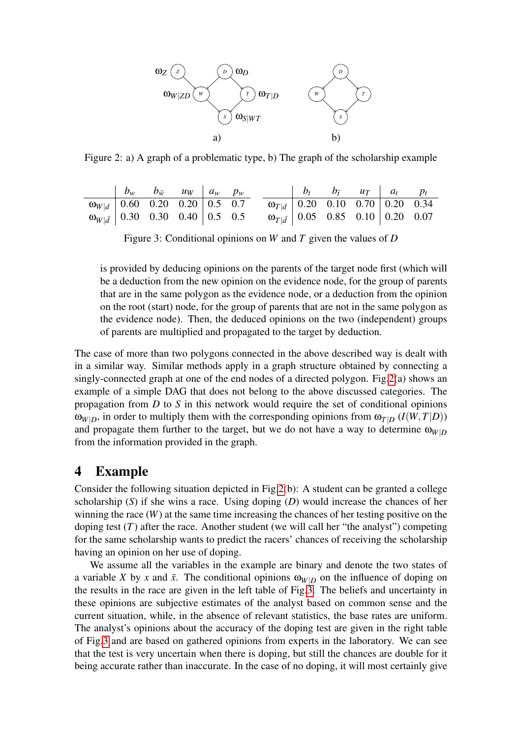Figure 2: a) A graph of a problematic type, b) The graph of the scholarship example

|  | $b_w$ | $b_{\bar{w}}$ | $u_W$ | $a_w$ | $p_w$ |
|---|---|---|---|---|---|
| $\omega_{W\|d}$ | 0.60 | 0.20 | 0.20 | 0.5 | 0.7 |
| $\omega_{W\|\bar{d}}$ | 0.30 | 0.30 | 0.40 | 0.5 | 0.5 |

|  | $b_t$ | $b_{\bar{t}}$ | $u_T$ | $a_t$ | $p_t$ |
|---|---|---|---|---|---|
| $\omega_{T\|d}$ | 0.20 | 0.10 | 0.70 | 0.20 | 0.34 |
| $\omega_{T\|\bar{d}}$ | 0.05 | 0.85 | 0.10 | 0.20 | 0.07 |

Figure 3: Conditional opinions on $W$ and $T$ given the values of $D$

is provided by deducing opinions on the parents of the target node first (which will be a deduction from the new opinion on the evidence node, for the group of parents that are in the same polygon as the evidence node, or a deduction from the opinion on the root (start) node, for the group of parents that are not in the same polygon as the evidence node). Then, the deduced opinions on the two (independent) groups of parents are multiplied and propagated to the target by deduction.

The case of more than two polygons connected in the above described way is dealt with in a similar way. Similar methods apply in a graph structure obtained by connecting a singly-connected graph at one of the end nodes of a directed polygon. Fig.2(a) shows an example of a simple DAG that does not belong to the above discussed categories. The propagation from $D$ to $S$ in this network would require the set of conditional opinions $\omega_{W|D}$, in order to multiply them with the corresponding opinions from $\omega_{T|D}$ ($I(W,T|D)$) and propagate them further to the target, but we do not have a way to determine $\omega_{W|D}$ from the information provided in the graph.

# 4 Example

Consider the following situation depicted in Fig.2(b): A student can be granted a college scholarship ($S$) if she wins a race. Using doping ($D$) would increase the chances of her winning the race ($W$) at the same time increasing the chances of her testing positive on the doping test ($T$) after the race. Another student (we will call her "the analyst") competing for the same scholarship wants to predict the racers' chances of receiving the scholarship having an opinion on her use of doping.

We assume all the variables in the example are binary and denote the two states of a variable $X$ by $x$ and $\bar{x}$. The conditional opinions $\omega_{W|D}$ on the influence of doping on the results in the race are given in the left table of Fig.3. The beliefs and uncertainty in these opinions are subjective estimates of the analyst based on common sense and the current situation, while, in the absence of relevant statistics, the base rates are uniform. The analyst's opinions about the accuracy of the doping test are given in the right table of Fig.3 and are based on gathered opinions from experts in the laboratory. We can see that the test is very uncertain when there is doping, but still the chances are double for it being accurate rather than inaccurate. In the case of no doping, it will most certainly give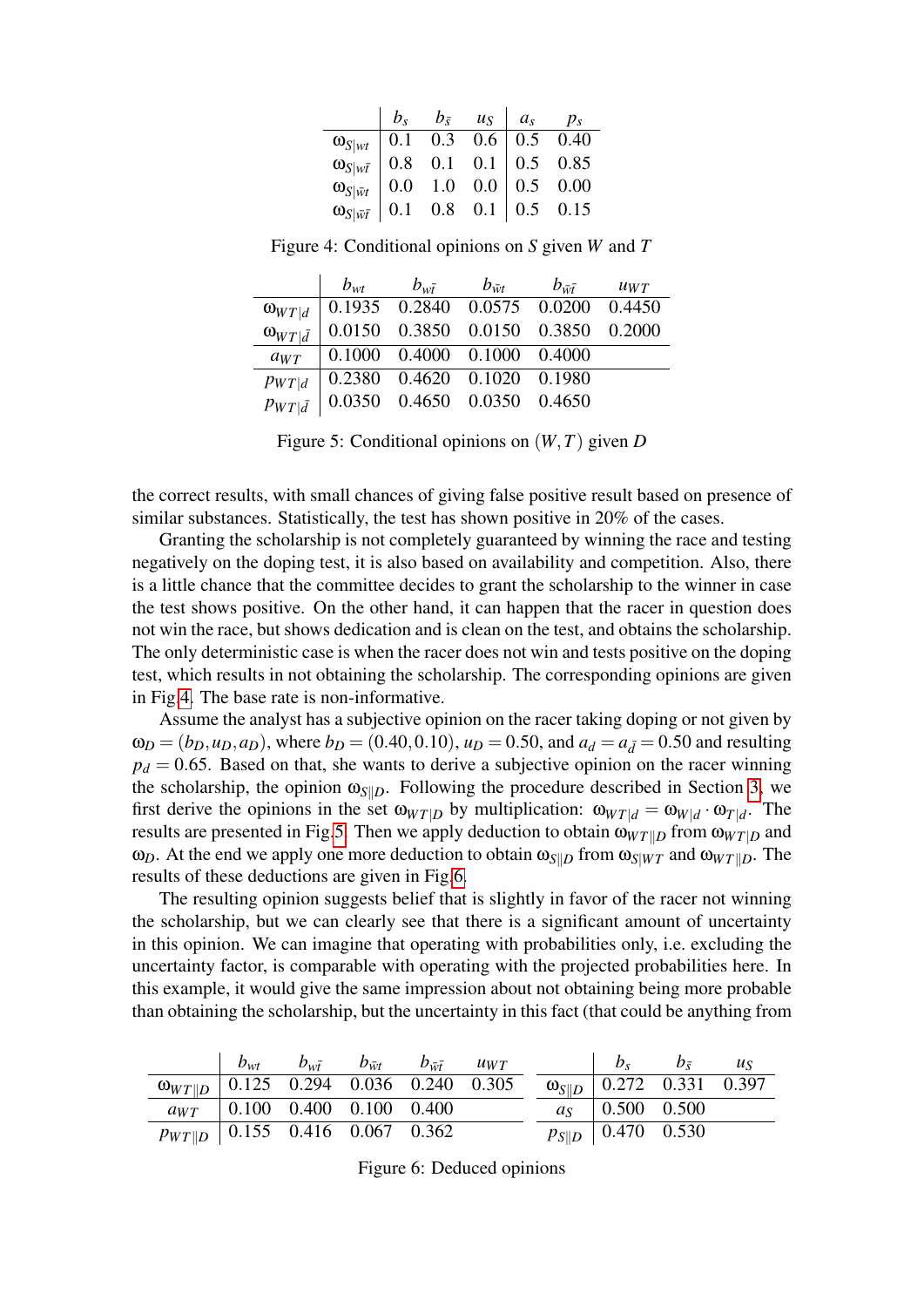| | $b_s$ | $b_{\bar{s}}$ | $u_S$ | $a_s$ | $p_s$ |
|---|---|---|---|---|---|
| $\omega_{S\|wt}$ | 0.1 | 0.3 | 0.6 | 0.5 | 0.40 |
| $\omega_{S\|w\bar{t}}$ | 0.8 | 0.1 | 0.1 | 0.5 | 0.85 |
| $\omega_{S\|\bar{w}t}$ | 0.0 | 1.0 | 0.0 | 0.5 | 0.00 |
| $\omega_{S\|\bar{w}\bar{t}}$ | 0.1 | 0.8 | 0.1 | 0.5 | 0.15 |

Figure 4: Conditional opinions on $S$ given $W$ and $T$

| | $b_{wt}$ | $b_{w\bar{t}}$ | $b_{\bar{w}t}$ | $b_{\bar{w}\bar{t}}$ | $u_{WT}$ |
|---|---|---|---|---|---|
| $\omega_{WT\|d}$ | 0.1935 | 0.2840 | 0.0575 | 0.0200 | 0.4450 |
| $\omega_{WT\|\bar{d}}$ | 0.0150 | 0.3850 | 0.0150 | 0.3850 | 0.2000 |
| $a_{WT}$ | 0.1000 | 0.4000 | 0.1000 | 0.4000 | |
| $p_{WT\|d}$ | 0.2380 | 0.4620 | 0.1020 | 0.1980 | |
| $p_{WT\|\bar{d}}$ | 0.0350 | 0.4650 | 0.0350 | 0.4650 | |

Figure 5: Conditional opinions on $(W,T)$ given $D$

the correct results, with small chances of giving false positive result based on presence of similar substances. Statistically, the test has shown positive in 20% of the cases.

Granting the scholarship is not completely guaranteed by winning the race and testing negatively on the doping test, it is also based on availability and competition. Also, there is a little chance that the committee decides to grant the scholarship to the winner in case the test shows positive. On the other hand, it can happen that the racer in question does not win the race, but shows dedication and is clean on the test, and obtains the scholarship. The only deterministic case is when the racer does not win and tests positive on the doping test, which results in not obtaining the scholarship. The corresponding opinions are given in Fig.4. The base rate is non-informative.

Assume the analyst has a subjective opinion on the racer taking doping or not given by $\omega_D = (b_D, u_D, a_D)$, where $b_D = (0.40, 0.10)$, $u_D = 0.50$, and $a_d = a_{\bar{d}} = 0.50$ and resulting $p_d = 0.65$. Based on that, she wants to derive a subjective opinion on the racer winning the scholarship, the opinion $\omega_{S\|D}$. Following the procedure described in Section 3, we first derive the opinions in the set $\omega_{WT|D}$ by multiplication: $\omega_{WT|d} = \omega_{W|d} \cdot \omega_{T|d}$. The results are presented in Fig.5. Then we apply deduction to obtain $\omega_{WT\|D}$ from $\omega_{WT|D}$ and $\omega_D$. At the end we apply one more deduction to obtain $\omega_{S\|D}$ from $\omega_{S|WT}$ and $\omega_{WT\|D}$. The results of these deductions are given in Fig.6.

The resulting opinion suggests belief that is slightly in favor of the racer not winning the scholarship, but we can clearly see that there is a significant amount of uncertainty in this opinion. We can imagine that operating with probabilities only, i.e. excluding the uncertainty factor, is comparable with operating with the projected probabilities here. In this example, it would give the same impression about not obtaining being more probable than obtaining the scholarship, but the uncertainty in this fact (that could be anything from

| | $b_{wt}$ | $b_{w\bar{t}}$ | $b_{\bar{w}t}$ | $b_{\bar{w}\bar{t}}$ | $u_{WT}$ |
|---|---|---|---|---|---|
| $\omega_{WT\|D}$ | 0.125 | 0.294 | 0.036 | 0.240 | 0.305 |
| $a_{WT}$ | 0.100 | 0.400 | 0.100 | 0.400 | |
| $p_{WT\|D}$ | 0.155 | 0.416 | 0.067 | 0.362 | |

| | $b_s$ | $b_{\bar{s}}$ | $u_S$ |
|---|---|---|---|
| $\omega_{S\|D}$ | 0.272 | 0.331 | 0.397 |
| $a_S$ | 0.500 | 0.500 | |
| $p_{S\|D}$ | 0.470 | 0.530 | |

Figure 6: Deduced opinions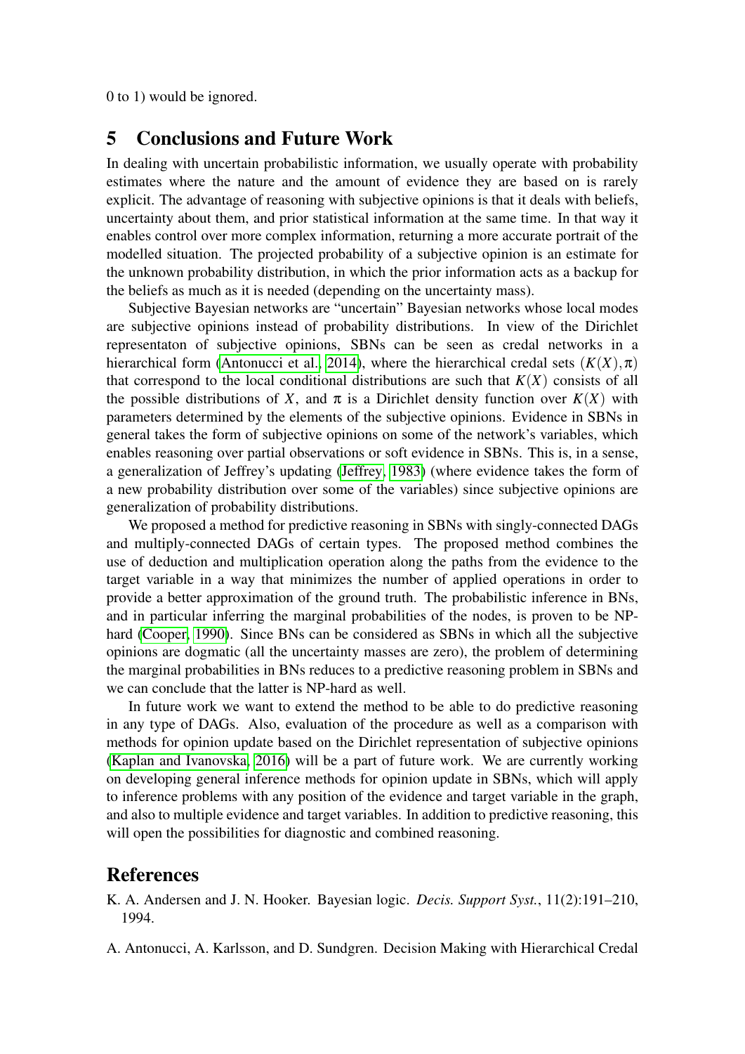0 to 1) would be ignored.

## 5 Conclusions and Future Work

In dealing with uncertain probabilistic information, we usually operate with probability estimates where the nature and the amount of evidence they are based on is rarely explicit. The advantage of reasoning with subjective opinions is that it deals with beliefs, uncertainty about them, and prior statistical information at the same time. In that way it enables control over more complex information, returning a more accurate portrait of the modelled situation. The projected probability of a subjective opinion is an estimate for the unknown probability distribution, in which the prior information acts as a backup for the beliefs as much as it is needed (depending on the uncertainty mass).

Subjective Bayesian networks are "uncertain" Bayesian networks whose local modes are subjective opinions instead of probability distributions. In view of the Dirichlet representaton of subjective opinions, SBNs can be seen as credal networks in a hierarchical form (Antonucci et al., 2014), where the hierarchical credal sets $(K(X), \pi)$ that correspond to the local conditional distributions are such that $K(X)$ consists of all the possible distributions of $X$, and $\pi$ is a Dirichlet density function over $K(X)$ with parameters determined by the elements of the subjective opinions. Evidence in SBNs in general takes the form of subjective opinions on some of the network's variables, which enables reasoning over partial observations or soft evidence in SBNs. This is, in a sense, a generalization of Jeffrey's updating (Jeffrey, 1983) (where evidence takes the form of a new probability distribution over some of the variables) since subjective opinions are generalization of probability distributions.

We proposed a method for predictive reasoning in SBNs with singly-connected DAGs and multiply-connected DAGs of certain types. The proposed method combines the use of deduction and multiplication operation along the paths from the evidence to the target variable in a way that minimizes the number of applied operations in order to provide a better approximation of the ground truth. The probabilistic inference in BNs, and in particular inferring the marginal probabilities of the nodes, is proven to be NP-hard (Cooper, 1990). Since BNs can be considered as SBNs in which all the subjective opinions are dogmatic (all the uncertainty masses are zero), the problem of determining the marginal probabilities in BNs reduces to a predictive reasoning problem in SBNs and we can conclude that the latter is NP-hard as well.

In future work we want to extend the method to be able to do predictive reasoning in any type of DAGs. Also, evaluation of the procedure as well as a comparison with methods for opinion update based on the Dirichlet representation of subjective opinions (Kaplan and Ivanovska, 2016) will be a part of future work. We are currently working on developing general inference methods for opinion update in SBNs, which will apply to inference problems with any position of the evidence and target variable in the graph, and also to multiple evidence and target variables. In addition to predictive reasoning, this will open the possibilities for diagnostic and combined reasoning.

## References

K. A. Andersen and J. N. Hooker. Bayesian logic. *Decis. Support Syst.*, 11(2):191–210, 1994.

A. Antonucci, A. Karlsson, and D. Sundgren. Decision Making with Hierarchical Credal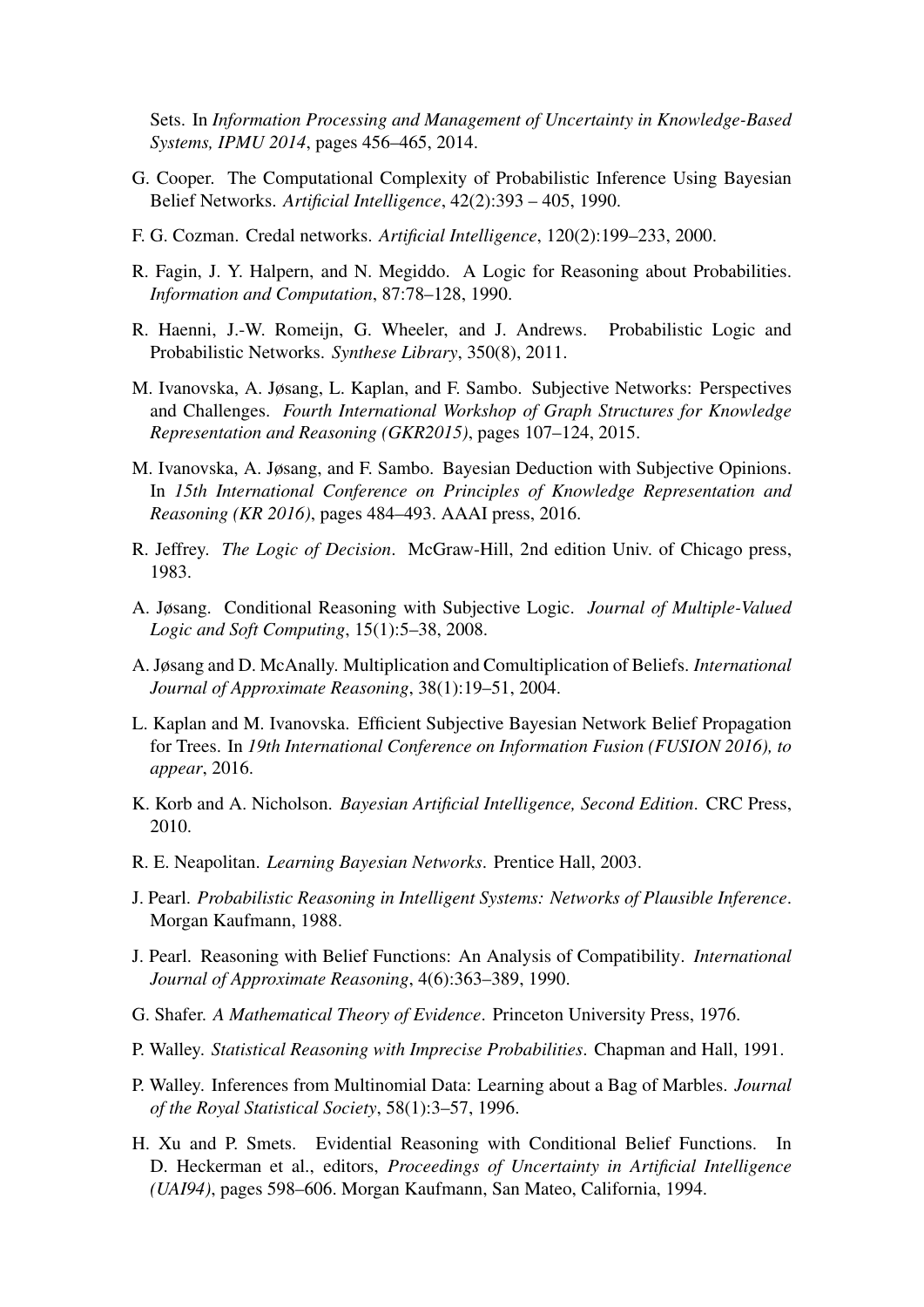Sets. In *Information Processing and Management of Uncertainty in Knowledge-Based Systems, IPMU 2014*, pages 456–465, 2014.

G. Cooper. The Computational Complexity of Probabilistic Inference Using Bayesian Belief Networks. *Artificial Intelligence*, 42(2):393 – 405, 1990.

F. G. Cozman. Credal networks. *Artificial Intelligence*, 120(2):199–233, 2000.

R. Fagin, J. Y. Halpern, and N. Megiddo. A Logic for Reasoning about Probabilities. *Information and Computation*, 87:78–128, 1990.

R. Haenni, J.-W. Romeijn, G. Wheeler, and J. Andrews. Probabilistic Logic and Probabilistic Networks. *Synthese Library*, 350(8), 2011.

M. Ivanovska, A. Jøsang, L. Kaplan, and F. Sambo. Subjective Networks: Perspectives and Challenges. *Fourth International Workshop of Graph Structures for Knowledge Representation and Reasoning (GKR2015)*, pages 107–124, 2015.

M. Ivanovska, A. Jøsang, and F. Sambo. Bayesian Deduction with Subjective Opinions. In *15th International Conference on Principles of Knowledge Representation and Reasoning (KR 2016)*, pages 484–493. AAAI press, 2016.

R. Jeffrey. *The Logic of Decision*. McGraw-Hill, 2nd edition Univ. of Chicago press, 1983.

A. Jøsang. Conditional Reasoning with Subjective Logic. *Journal of Multiple-Valued Logic and Soft Computing*, 15(1):5–38, 2008.

A. Jøsang and D. McAnally. Multiplication and Comultiplication of Beliefs. *International Journal of Approximate Reasoning*, 38(1):19–51, 2004.

L. Kaplan and M. Ivanovska. Efficient Subjective Bayesian Network Belief Propagation for Trees. In *19th International Conference on Information Fusion (FUSION 2016), to appear*, 2016.

K. Korb and A. Nicholson. *Bayesian Artificial Intelligence, Second Edition*. CRC Press, 2010.

R. E. Neapolitan. *Learning Bayesian Networks*. Prentice Hall, 2003.

J. Pearl. *Probabilistic Reasoning in Intelligent Systems: Networks of Plausible Inference*. Morgan Kaufmann, 1988.

J. Pearl. Reasoning with Belief Functions: An Analysis of Compatibility. *International Journal of Approximate Reasoning*, 4(6):363–389, 1990.

G. Shafer. *A Mathematical Theory of Evidence*. Princeton University Press, 1976.

P. Walley. *Statistical Reasoning with Imprecise Probabilities*. Chapman and Hall, 1991.

P. Walley. Inferences from Multinomial Data: Learning about a Bag of Marbles. *Journal of the Royal Statistical Society*, 58(1):3–57, 1996.

H. Xu and P. Smets. Evidential Reasoning with Conditional Belief Functions. In D. Heckerman et al., editors, *Proceedings of Uncertainty in Artificial Intelligence (UAI94)*, pages 598–606. Morgan Kaufmann, San Mateo, California, 1994.